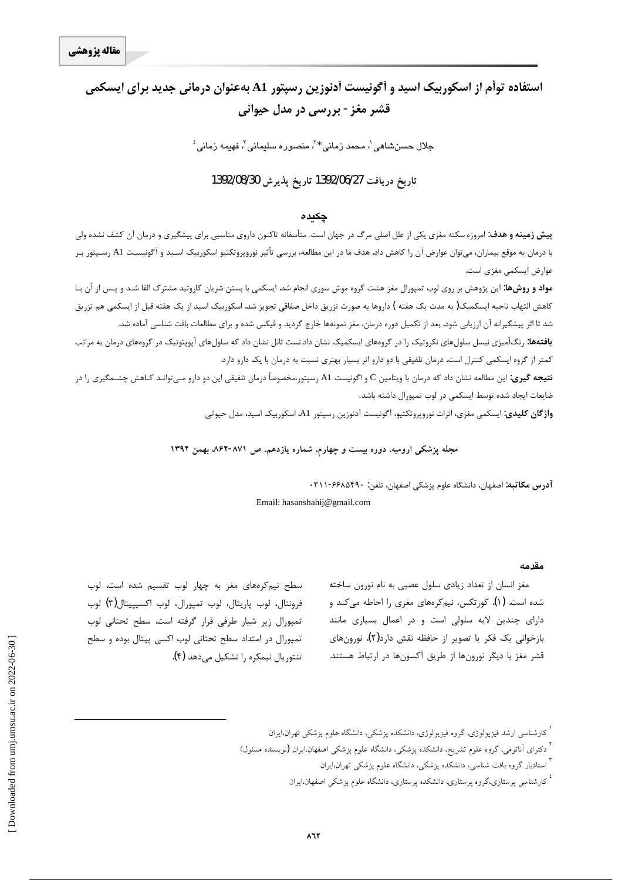**مقاله پژوهشی**

# استفاده توأم از اسکوربیک اسید و آگونیست آدنوزین رسپتور A1 به‌عنوان درمانی جدید برای ایسکمی قشر مغز - بررسی در مدل حیوانی

جلال حسن‌شاهی[1]، محمد زمانی*[2]، منصوره سلیمانی[3]، فهیمه زمانی[4]

تاریخ دریافت 1392/06/27 تاریخ پذیرش 1392/08/30

## چکیده

**پیش زمینه و هدف:** امروزه سکته مغزی یکی از علل اصلی مرگ در جهان است. متأسفانه تاکنون داروی مناسبی برای پیشگیری و درمان آن کشف نشده ولی با درمان به موقع بیماران، می‌توان عوارض آن را کاهش داد. هدف ما در این مطالعه، بررسی تأثیر نوروپروتکتیو اسکوربیک اسید و آگونیست A1 رسپتور بر عوارض ایسکمی مغزی است.

**مواد و روش‌ها:** این پژوهش بر روی لوب تمپورال مغز هشت گروه موش سوری انجام شد. ایسکمی با بستن شریان کاروتید مشترک القا شد و پس از آن با کاهش التهاب ناحیه ایسکمیک( به مدت یک هفته ) داروها به صورت تزریق داخل صفاقی تجویز شد. اسکوربیک اسید از یک هفته قبل از ایسکمی هم تزریق شد تا اثر پیشگیرانه آن ارزیابی شود. بعد از تکمیل دوره درمان، مغز نمونه‌ها خارج گردید و فیکس شده و برای مطالعات بافت شناسی آماده شد.

**یافته‌ها:** رنگ‌آمیزی نیسل سلول‌های نکروتیک را در گروه‌های ایسکمیک نشان داد.تست تانل نشان داد که سلول‌های آپوپتوتیک در گروه‌های درمان به مراتب کمتر از گروه ایسکمی کنترل است. درمان تلفیقی با دو دارو اثر بسیار بهتری نسبت به درمان با یک دارو دارد.

**نتیجه گیری:** این مطالعه نشان داد که درمان با ویتامین C و اگونیست A1 رسپتور،مخصوصاً درمان تلفیقی این دو دارو می‌تواند کاهش چشمگیری را در ضایعات ایجاد شده توسط ایسکمی در لوب تمپورال داشته باشد.

**واژگان کلیدی:** ایسکمی مغزی، اثرات نوروپروتکتیو، آگونیست آدنوزین رسپتور A1، اسکوربیک اسید، مدل حیوانی

**مجله پزشکی ارومیه، دوره بیست و چهارم، شماره یازدهم، ص ۸۷۱-۸۶۲، بهمن ۱۳۹۲**

**آدرس مکاتبه:** اصفهان، دانشگاه علوم پزشکی اصفهان، تلفن: ۰۳۱۱-۶۶۸۵۴۹۰

Email: hasanshahij@gmail.com

## مقدمه

مغز انسان از تعداد زیادی سلول عصبی به نام نورون ساخته شده است. (۱). کورتکس، نیم‌کره‌های مغزی را احاطه می‌کند و دارای چندین لایه سلولی است و در اعمال بسیاری مانند بازخوانی یک فکر یا تصویر از حافظه نقش دارد(۲). نورون‌های قشر مغز با دیگر نورون‌ها از طریق آکسون‌ها در ارتباط هستند. سطح نیم‌کره‌های مغز به چهار لوب تقسیم شده است. لوب فرونتال، لوب پاریتال، لوب تمپورال، لوب اکسیپیتال(۳) لوب تمپورال زیر شیار طرفی قرار گرفته است. سطح تحتانی لوب تمپورال در امتداد سطح تحتانی لوب اکسی پیتال بوده و سطح تنتوریال نیمکره را تشکیل می‌دهد (۴).

---

[1] کارشناسی ارشد فیزیولوژی، گروه فیزیولوژی، دانشکده پزشکی، دانشگاه علوم پزشکی تهران،ایران

[2] دکترای آناتومی، گروه علوم تشریح، دانشکده پزشکی، دانشگاه علوم پزشکی اصفهان،ایران (نویسنده مسئول)

[3] استادیار گروه بافت شناسی، دانشکده پزشکی، دانشگاه علوم پزشکی تهران،ایران

[4] کارشناسی پرستاری،گروه پرستاری، دانشکده پرستاری، دانشگاه علوم پزشکی اصفهان،ایران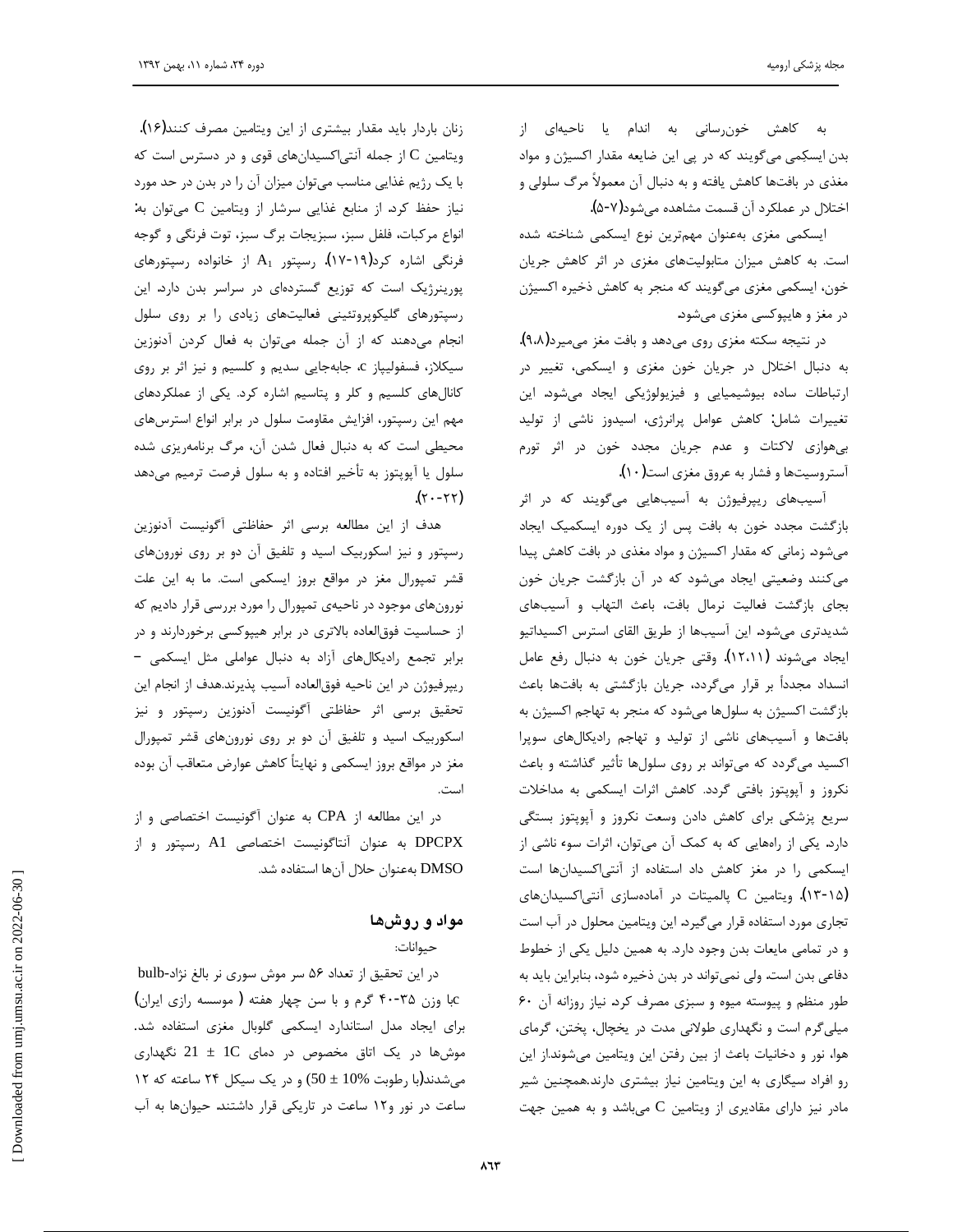به کاهش خون‌رسانی به اندام یا ناحیه‌ای از بدن ایسکمی می‌گویند که در پی این ضایعه مقدار اکسیژن و مواد مغذی در بافت‌ها کاهش یافته و به دنبال آن معمولاً مرگ سلولی و اختلال در عملکرد آن قسمت مشاهده می‌شود(۷-۵).

ایسکمی مغزی به‌عنوان مهم‌ترین نوع ایسکمی شناخته شده است. به کاهش میزان متابولیت‌های مغزی در اثر کاهش جریان خون، ایسکمی مغزی می‌گویند که منجر به کاهش ذخیره اکسیژن در مغز و هایپوکسی مغزی می‌شود.

در نتیجه سکته مغزی روی می‌دهد و بافت مغز می‌میرد(۹،۸). به دنبال اختلال در جریان خون مغزی و ایسکمی، تغییر در ارتباطات ساده بیوشیمیایی و فیزیولوژیکی ایجاد می‌شود. این تغییرات شامل: کاهش عوامل پرانرژی، اسیدوز ناشی از تولید بی‌هوازی لاکتات و عدم جریان مجدد خون در اثر تورم آستروسیت‌ها و فشار به عروق مغزی است(۱۰).

آسیب‌های ریپرفیوژن به آسیب‌هایی می‌گویند که در اثر بازگشت مجدد خون به بافت پس از یک دوره ایسکمیک ایجاد می‌شود. زمانی که مقدار اکسیژن و مواد مغذی در بافت کاهش پیدا می‌کنند وضعیتی ایجاد می‌شود که در آن بازگشت جریان خون بجای بازگشت فعالیت نرمال بافت، باعث التهاب و آسیب‌های شدیدتری می‌شود. این آسیب‌ها از طریق القای استرس اکسیداتیو ایجاد می‌شوند (۱۲،۱۱). وقتی جریان خون به دنبال رفع عامل انسداد مجدداً بر قرار می‌گردد، جریان بازگشتی به بافت‌ها باعث بازگشت اکسیژن به سلول‌ها می‌شود که منجر به تهاجم اکسیژن به بافت‌ها و آسیب‌های ناشی از تولید و تهاجم رادیکال‌های سوپرا اکسید می‌گردد که می‌تواند بر روی سلول‌ها تأثیر گذاشته و باعث نکروز و آپوپتوز بافتی گردد. کاهش اثرات ایسکمی به مداخلات سریع پزشکی برای کاهش دادن وسعت نکروز و آپوپتوز بستگی دارد. یکی از راه‌هایی که به کمک آن می‌توان، اثرات سوء ناشی از ایسکمی را در مغز کاهش داد استفاده از آنتی‌اکسیدان‌ها است (۱۵-۱۳). ویتامین C پالمیتات در آماده‌سازی آنتی‌اکسیدان‌های تجاری مورد استفاده قرار می‌گیرد. این ویتامین محلول در آب است و در تمامی مایعات بدن وجود دارد. به همین دلیل یکی از خطوط دفاعی بدن است. ولی نمی‌تواند در بدن ذخیره شود، بنابراین باید به طور منظم و پیوسته میوه و سبزی مصرف کرد. نیاز روزانه آن ۶۰ میلی‌گرم است و نگهداری طولانی مدت در یخچال، پختن، گرمای هوا، نور و دخانیات باعث از بین رفتن این ویتامین می‌شوند.از این رو افراد سیگاری به این ویتامین نیاز بیشتری دارند.همچنین شیر مادر نیز دارای مقادیری از ویتامین C می‌باشد و به همین جهت زنان باردار باید مقدار بیشتری از این ویتامین مصرف کنند(۱۶). ویتامین C از جمله آنتی‌اکسیدان‌های قوی و در دسترس است که با یک رژیم غذایی مناسب می‌توان میزان آن را در بدن در حد مورد نیاز حفظ کرد. از منابع غذایی سرشار از ویتامین C می‌توان به: انواع مرکبات، فلفل سبز، سبزیجات برگ سبز، توت فرنگی و گوجه فرنگی اشاره کرد(۱۹-۱۷). رسپتور $A_1$ از خانواده رسپتورهای پورینرژیک است که توزیع گسترده‌ای در سراسر بدن دارد. این رسپتورهای گلیکوپروتئینی فعالیت‌های زیادی را بر روی سلول انجام می‌دهند که از آن جمله می‌توان به فعال کردن آدنوزین سیکلاز، فسفولیپاز c، جابه‌جایی سدیم و کلسیم و نیز اثر بر روی کانال‌های کلسیم و کلر و پتاسیم اشاره کرد. یکی از عملکردهای مهم این رسپتور، افزایش مقاومت سلول در برابر انواع استرس‌های محیطی است که به دنبال فعال شدن آن، مرگ برنامه‌ریزی شده سلول یا آپوپتوز به تأخیر افتاده و به سلول فرصت ترمیم می‌دهد (۲۲-۲۰).

هدف از این مطالعه بررسی اثر حفاظتی آگونیست آدنوزین رسپتور و نیز اسکوربیک اسید و تلفیق آن دو بر روی نورون‌های قشر تمپورال مغز در مواقع بروز ایسکمی است. ما به این علت نورون‌های موجود در ناحیه‌ی تمپورال را مورد بررسی قرار دادیم که از حساسیت فوق‌العاده بالاتری در برابر هیپوکسی برخوردارند و در برابر تجمع رادیکال‌های آزاد به دنبال عواملی مثل ایسکمی – ریپرفیوژن در این ناحیه فوق‌العاده آسیب پذیرند.هدف از انجام این تحقیق برسی اثر حفاظتی آگونیست آدنوزین رسپتور و نیز اسکوربیک اسید و تلفیق آن دو بر روی نورون‌های قشر تمپورال مغز در مواقع بروز ایسکمی و نهایتاً کاهش عوارض متعاقب آن بوده است.

در این مطالعه از CPA به عنوان آگونیست اختصاصی و از DPCPX به عنوان آنتاگونیست اختصاصی A1 رسپتور و از DMSO به‌عنوان حلال آن‌ها استفاده شد.

## مواد و روش‌ها

حیوانات:

در این تحقیق از تعداد ۵۶ سر موش سوری نر بالغ نژاد-bulb cبا وزن ۴۰-۳۵ گرم و با سن چهار هفته ( موسسه رازی ایران) برای ایجاد مدل استاندارد ایسکمی گلوبال مغزی استفاده شد. موش‌ها در یک اتاق مخصوص در دمای 21 ± 1C نگهداری می‌شدند(با رطوبت 10% ± 50) و در یک سیکل ۲۴ ساعته که ۱۲ ساعت در نور و۱۲ ساعت در تاریکی قرار داشتند. حیوان‌ها به آب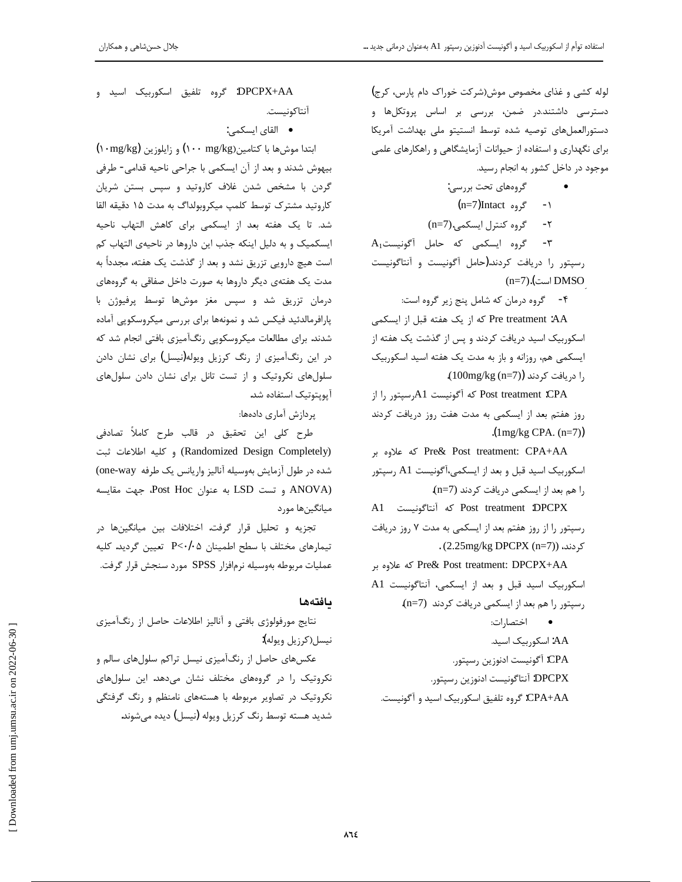لوله کشی و غذای مخصوص موش(شرکت خوراک دام پارس، کرج) دسترسی داشتند.در ضمن، بررسی بر اساس پروتکل‌ها و دستورالعمل‌های توصیه شده توسط انستیتو ملی بهداشت آمریکا برای نگهداری و استفاده از حیوانات آزمایشگاهی و راهکارهای علمی موجود در داخل کشور به انجام رسید.

- گروه‌های تحت بررسی:

۱- گروه Intact(n=7)

۲- گروه کنترل ایسکمی.(n=7)

۳- گروه ایسکمی که حامل آگونیست $A_1$ رسپتور را دریافت کردند.(حامل آگونیست و آنتاگونیست DMSO است).(n=7)

۴- گروه درمان که شامل پنج زیر گروه است:

AA: Pre treatment که از یک هفته قبل از ایسکمی اسکوربیک اسید دریافت کردند و پس از گذشت یک هفته از ایسکمی هم، روزانه و باز به مدت یک هفته اسید اسکوربیک را دریافت کردند ((100mg/kg (n=7)).

CPA: Post treatment که آگونیست A1رسپتور را از روز هفتم بعد از ایسکمی به مدت هفت روز دریافت کردند ((1mg/kg CPA. (n=7)).

CPA+AA :Pre& Post treatment که علاوه بر اسکوربیک اسید قبل و بعد از ایسکمی،آگونیست A1 رسپتور را هم بعد از ایسکمی دریافت کردند (n=7).

DPCPX: Post treatment که آنتاگونیست A1 رسپتور را از روز هفتم بعد از ایسکمی به مدت ۷ روز دریافت کردند، ((2.25mg/kg DPCPX (n=7)).

DPCPX+AA :Pre& Post treatment که علاوه بر اسکوربیک اسید قبل و بعد از ایسکمی، آنتاگونیست A1 رسپتور را هم بعد از ایسکمی دریافت کردند (n=7).

- اختصارات:

AA: اسکوربیک اسید.

CPA: آگونیست ادنوزین رسپتور.

DPCPX: آنتاگونیست ادنوزین رسپتور.

CPA+AA: گروه تلفیق اسکوربیک اسید و آگونیست.

DPCPX+AA: گروه تلفیق اسکوربیک اسید و آنتاگونیست.

- القای ایسکمی:

ابتدا موش‌ها با کتامین(۱۰۰ mg/kg) و زایلوزین (۱۰mg/kg) بیهوش شدند و بعد از آن ایسکمی با جراحی ناحیه قدامی- طرفی گردن با مشخص شدن غلاف کاروتید و سپس بستن شریان کاروتید مشترک توسط کلمپ میکروبولداگ به مدت ۱۵ دقیقه القا شد. تا یک هفته بعد از ایسکمی برای کاهش التهاب ناحیه ایسکمیک و به دلیل اینکه جذب این داروها در ناحیه‌ی التهاب کم است هیچ دارویی تزریق نشد و بعد از گذشت یک هفته، مجدداً به مدت یک هفته‌ی دیگر داروها به صورت داخل صفاقی به گروه‌های درمان تزریق شد و سپس مغز موش‌ها توسط پرفیوژن با پارافرمالدئید فیکس شد و نمونه‌ها برای بررسی میکروسکوپی آماده شدند. برای مطالعات میکروسکوپی رنگ‌آمیزی بافتی انجام شد که در این رنگ‌آمیزی از رنگ کرزیل ویوله(نیسل) برای نشان دادن سلول‌های نکروتیک و از تست تانل برای نشان دادن سلول‌های آپوپتوتیک استفاده شد.

پردازش آماری داده‌ها:

طرح کلی این تحقیق در قالب طرح کاملاً تصادفی (Randomized Design Completely) و کلیه اطلاعات ثبت شده در طول آزمایش به‌وسیله آنالیز واریانس یک طرفه (one-way ANOVA) و تست LSD به عنوان Post Hoc، جهت مقایسه میانگین‌ها مورد

تجزیه و تحلیل قرار گرفت. اختلافات بین میانگین‌ها در تیمارهای مختلف با سطح اطمینان $P<0/05$ تعیین گردید. کلیه عملیات مربوطه به‌وسیله نرم‌افزار SPSS مورد سنجش قرار گرفت.

## یافته‌ها

نتایج مورفولوژی بافتی و آنالیز اطلاعات حاصل از رنگ‌آمیزی نیسل(کرزیل ویوله):

عکس‌های حاصل از رنگ‌آمیزی نیسل تراکم سلول‌های سالم و نکروتیک را در گروه‌های مختلف نشان می‌دهد. این سلول‌های نکروتیک در تصاویر مربوطه با هسته‌های نامنظم و رنگ گرفتگی شدید هسته توسط رنگ کرزیل ویوله (نیسل) دیده می‌شوند.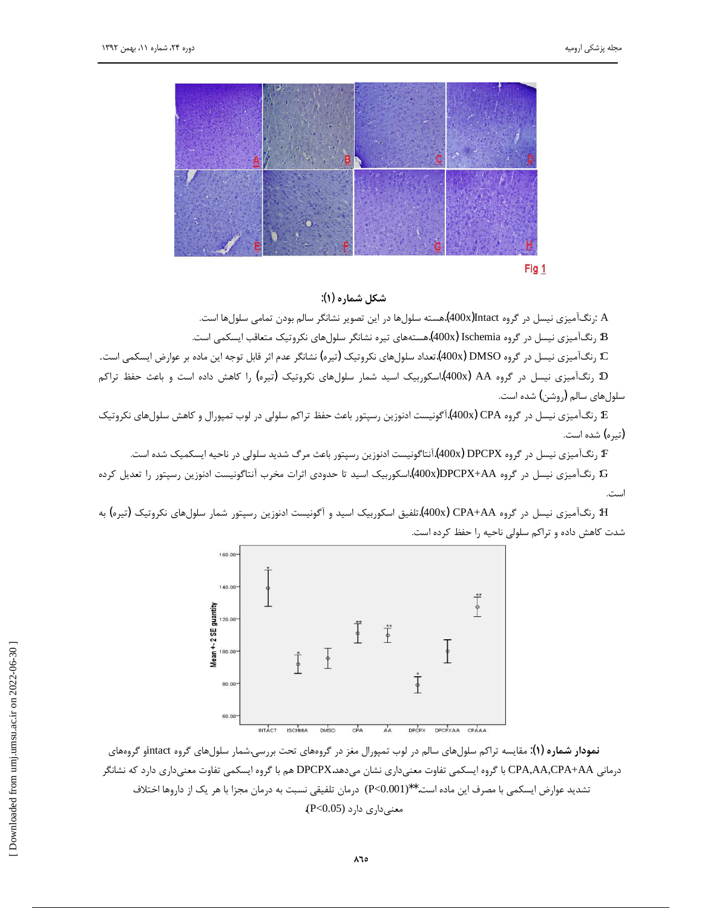**شکل شماره (۱):**

A :رنگ‌آمیزی نیسل در گروه Intact(400x).هسته سلول‌ها در این تصویر نشانگر سالم بودن تمامی سلول‌ها است.

B: رنگ‌آمیزی نیسل در گروه Ischemia (400x).هسته‌های تیره نشانگر سلول‌های نکروتیک متعاقب ایسکمی است.

C: رنگ‌آمیزی نیسل در گروه DMSO (400x).تعداد سلول‌های نکروتیک (تیره) نشانگر عدم اثر قابل توجه این ماده بر عوارض ایسکمی است.

D: رنگ‌آمیزی نیسل در گروه AA (400x).اسکوربیک اسید شمار سلول‌های نکروتیک (تیره) را کاهش داده است و باعث حفظ تراکم سلول‌های سالم (روشن) شده است.

E: رنگ‌آمیزی نیسل در گروه CPA (400x).آگونیست ادنوزین رسپتور باعث حفظ تراکم سلولی در لوب تمپورال و کاهش سلول‌های نکروتیک (تیره) شده است.

F: رنگ‌آمیزی نیسل در گروه DPCPX (400x).آنتاگونیست ادنوزین رسپتور باعث مرگ شدید سلولی در ناحیه ایسکمیک شده است.

G: رنگ‌آمیزی نیسل در گروه DPCPX+AA(400x).اسکوربیک اسید تا حدودی اثرات مخرب آنتاگونیست ادنوزین رسپتور را تعدیل کرده است.

H: رنگ‌آمیزی نیسل در گروه CPA+AA (400x).تلفیق اسکوربیک اسید و آگونیست ادنوزین رسپتور شمار سلول‌های نکروتیک (تیره) به شدت کاهش داده و تراکم سلولی ناحیه را حفظ کرده است.

**نمودار شماره (۱):** مقایسه تراکم سلول‌های سالم در لوب تمپورال مغز در گروه‌های تحت بررسی.شمار سلول‌های گروه intactو گروه‌های درمانی CPA,AA,CPA+AA با گروه ایسکمی تفاوت معنی‌داری نشان می‌دهد.DPCPX هم با گروه ایسکمی تفاوت معنی‌داری دارد که نشانگر تشدید عوارض ایسکمی با مصرف این ماده است.**(P<0.001) درمان تلفیقی نسبت به درمان مجزا با هر یک از داروها اختلاف معنی‌داری دارد (P<0.05).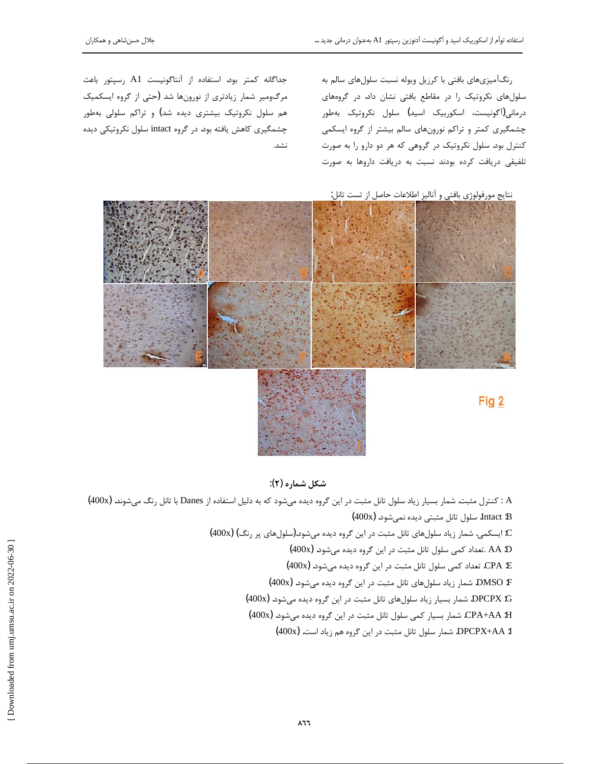رنگ‌آمیزی‌های بافتی با کرزیل ویوله نسبت سلول‌های سالم به سلول‌های نکروتیک را در مقاطع بافتی نشان داد. در گروه‌های درمانی(آگونیست، اسکوربیک اسید) سلول نکروتیک به‌طور چشمگیری کمتر و تراکم نورون‌های سالم بیشتر از گروه ایسکمی کنترل بود. سلول نکروتیک در گروهی که هر دو دارو را به صورت تلفیقی دریافت کرده بودند نسبت به دریافت داروها به صورت جداگانه کمتر بود. استفاده از آنتاگونیست A1 رسپتور باعث مرگ‌ومیر شمار زیادتری از نورون‌ها شد (حتی از گروه ایسکمیک هم سلول نکروتیک بیشتری دیده شد) و تراکم سلولی به‌طور چشمگیری کاهش یافته بود. در گروه intact سلول نکروتیکی دیده نشد.

نتایج مورفولوژی بافتی و آنالیز اطلاعات حاصل از تست تانل:

Fig 2

**شکل شماره (۲):**

A : کنترل مثبت. شمار بسیار زیاد سلول تانل مثبت در این گروه دیده می‌شود که به دلیل استفاده از Danes با تانل رنگ می‌شوند. (400x)

B: Intact. سلول تانل مثبتی دیده نمی‌شود. (400x)

C: ایسکمی. شمار زیاد سلول‌های تانل مثبت در این گروه دیده می‌شود.(سلول‌های پر رنگ) (400x)

D: AA .تعداد کمی سلول تانل مثبت در این گروه دیده می‌شود. (400x)

E: CPA. تعداد کمی سلول تانل مثبت در این گروه دیده می‌شود. (400x)

F: DMSO. شمار زیاد سلول‌های تانل مثبت در این گروه دیده می‌شود. (400x)

G: DPCPX. شمار بسیار زیاد سلول‌های تانل مثبت در این گروه دیده می‌شود. (400x)

H: CPA+AA. شمار بسیار کمی سلول تانل مثبت در این گروه دیده می‌شود. (400x)

I: DPCPX+AA. شمار سلول تانل مثبت در این گروه هم زیاد است. (400x)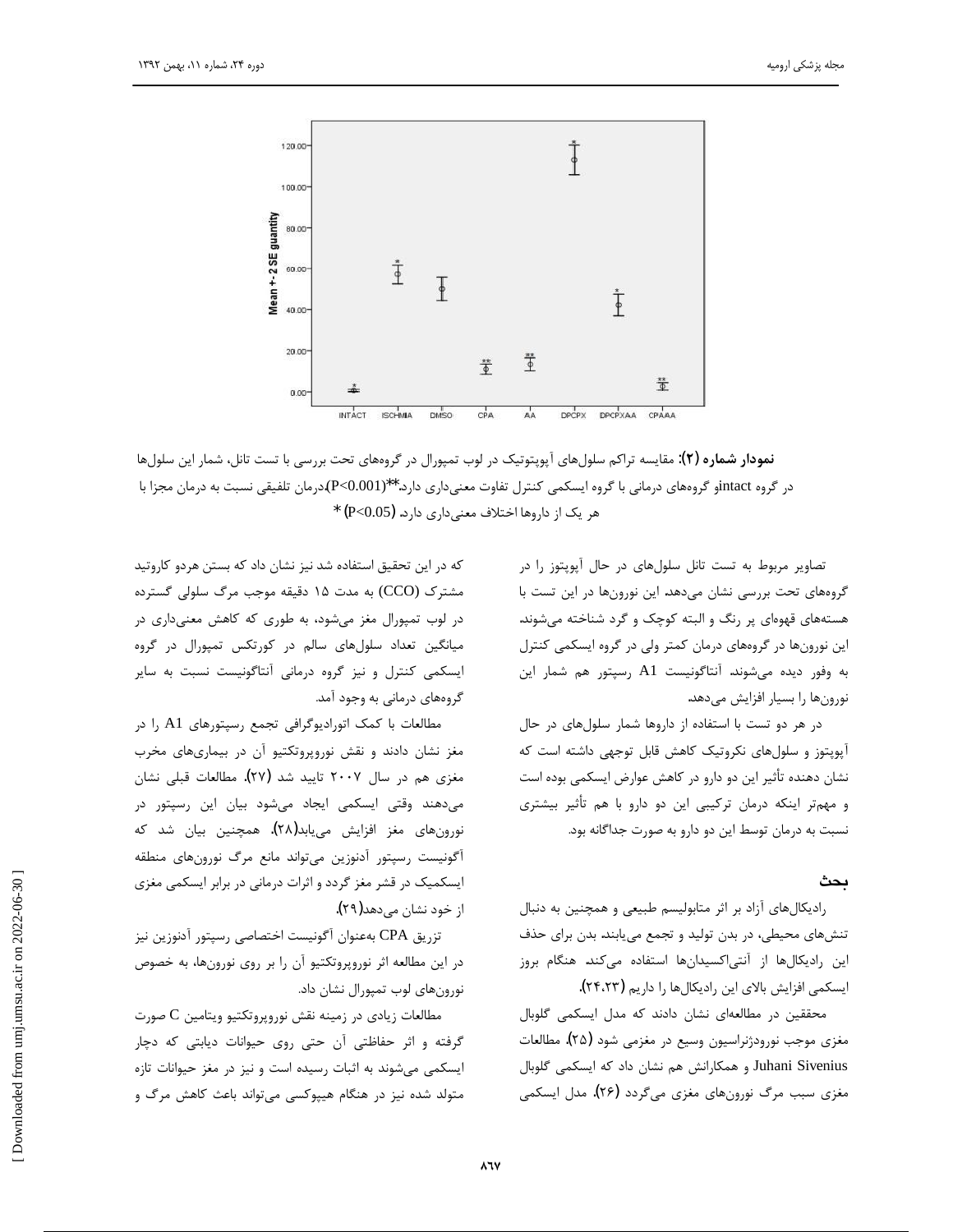**نمودار شماره (۲):** مقایسه تراکم سلول‌های آپوپتوتیک در لوب تمپورال در گروه‌های تحت بررسی با تست تانل، شمار این سلول‌ها در گروه intactو گروه‌های درمانی با گروه ایسکمی کنترل تفاوت معنی‌داری دارد.**(P<0.001)،درمان تلفیقی نسبت به درمان مجزا با هر یک از داروها اختلاف معنی‌داری دارد. (P<0.05) *

تصاویر مربوط به تست تانل سلول‌های در حال آپوپتوز را در گروه‌های تحت بررسی نشان می‌دهد. این نورون‌ها در این تست با هسته‌های قهوه‌ای پر رنگ و البته کوچک و گرد شناخته می‌شوند. این نورون‌ها در گروه‌های درمان کمتر ولی در گروه ایسکمی کنترل به وفور دیده می‌شوند. آنتاگونیست A1 رسپتور هم شمار این نورون‌ها را بسیار افزایش می‌دهد.

در هر دو تست با استفاده از داروها شمار سلول‌های در حال آپوپتوز و سلول‌های نکروتیک کاهش قابل توجهی داشته است که نشان دهنده تأثیر این دو دارو در کاهش عوارض ایسکمی بوده است و مهم‌تر اینکه درمان ترکیبی این دو دارو با هم تأثیر بیشتری نسبت به درمان توسط این دو دارو به صورت جداگانه بود.

## بحث

رادیکال‌های آزاد بر اثر متابولیسم طبیعی و همچنین به دنبال تنش‌های محیطی، در بدن تولید و تجمع می‌یابند. بدن برای حذف این رادیکال‌ها از آنتی‌اکسیدان‌ها استفاده می‌کند. هنگام بروز ایسکمی افزایش بالای این رادیکال‌ها را داریم (۲۴،۲۳).

محققین در مطالعه‌ای نشان دادند که مدل ایسکمی گلوبال مغزی موجب نورودژنراسیون وسیع در مغزمی شود (۲۵). مطالعات Juhani Sivenius و همکارانش هم نشان داد که ایسکمی گلوبال مغزی سبب مرگ نورون‌های مغزی می‌گردد (۲۶). مدل ایسکمی که در این تحقیق استفاده شد نیز نشان داد که بستن هردو کاروتید مشترک (CCO) به مدت ۱۵ دقیقه موجب مرگ سلولی گسترده در لوب تمپورال مغز می‌شود، به طوری که کاهش معنی‌داری در میانگین تعداد سلول‌های سالم در کورتکس تمپورال در گروه ایسکمی کنترل و نیز گروه درمانی آنتاگونیست نسبت به سایر گروه‌های درمانی به وجود آمد.

مطالعات با کمک اتورادیوگرافی تجمع رسپتورهای A1 را در مغز نشان دادند و نقش نوروپروتکتیو آن در بیماری‌های مخرب مغزی هم در سال ۲۰۰۷ تایید شد (۲۷). مطالعات قبلی نشان می‌دهند وقتی ایسکمی ایجاد می‌شود بیان این رسپتور در نورون‌های مغز افزایش می‌یابد(۲۸). همچنین بیان شد که آگونیست رسپتور آدنوزین می‌تواند مانع مرگ نورون‌های منطقه ایسکمیک در قشر مغز گردد و اثرات درمانی در برابر ایسکمی مغزی از خود نشان می‌دهد(۲۹).

تزریق CPA به‌عنوان آگونیست اختصاصی رسپتور آدنوزین نیز در این مطالعه اثر نوروپروتکتیو آن را بر روی نورون‌ها، به خصوص نورون‌های لوب تمپورال نشان داد.

مطالعات زیادی در زمینه نقش نوروپروتکتیو ویتامین C صورت گرفته و اثر حفاظتی آن حتی روی حیوانات دیابتی که دچار ایسکمی می‌شوند به اثبات رسیده است و نیز در مغز حیوانات تازه متولد شده نیز در هنگام هیپوکسی می‌تواند باعث کاهش مرگ و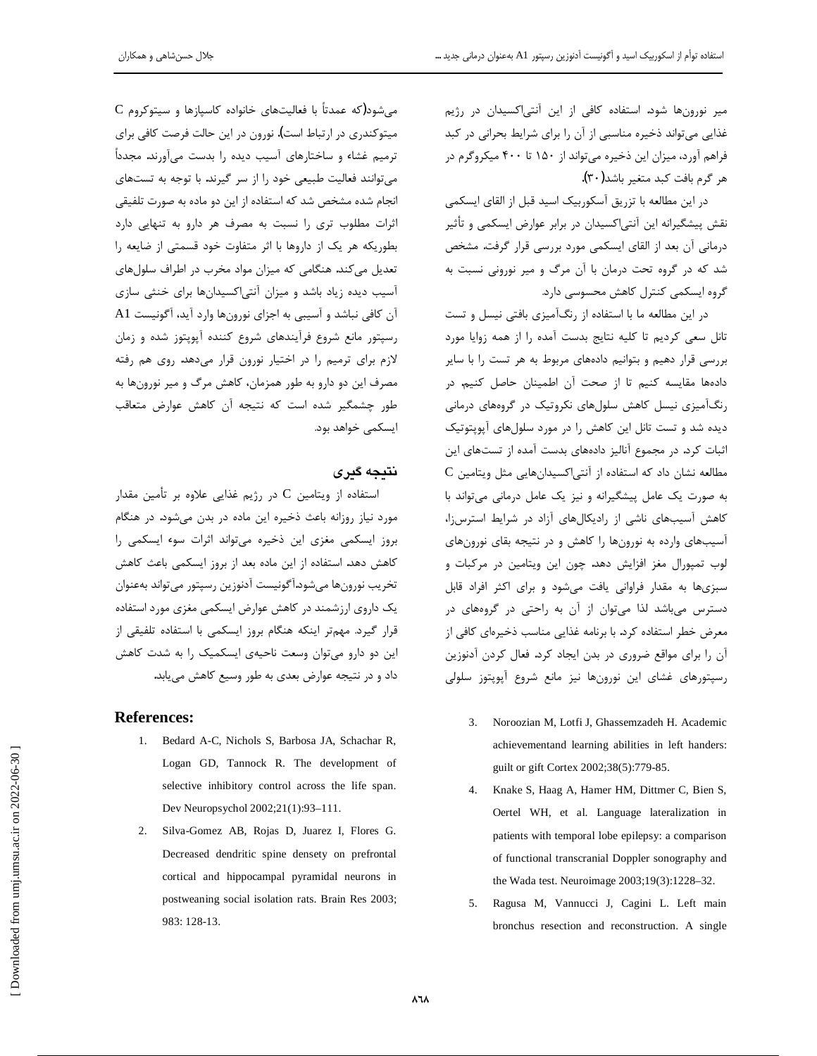میر نورون‌ها شود. استفاده کافی از این آنتی‌اکسیدان در رژیم غذایی می‌تواند ذخیره مناسبی از آن را برای شرایط بحرانی در کبد فراهم آورد، میزان این ذخیره می‌تواند از ۱۵۰ تا ۴۰۰ میکروگرم در هر گرم بافت کبد متغیر باشد(۳۰).

در این مطالعه با تزریق آسکوربیک اسید قبل از القای ایسکمی نقش پیشگیرانه این آنتی‌اکسیدان در برابر عوارض ایسکمی و تأثیر درمانی آن بعد از القای ایسکمی مورد بررسی قرار گرفت. مشخص شد که در گروه تحت درمان با آن مرگ و میر نورونی نسبت به گروه ایسکمی کنترل کاهش محسوسی دارد.

در این مطالعه ما با استفاده از رنگ‌آمیزی بافتی نیسل و تست تانل سعی کردیم تا کلیه نتایج بدست آمده را از همه زوایا مورد بررسی قرار دهیم و بتوانیم داده‌های مربوط به هر تست را با سایر داده‌ها مقایسه کنیم تا از صحت آن اطمینان حاصل کنیم. در رنگ‌آمیزی نیسل کاهش سلول‌های نکروتیک در گروه‌های درمانی دیده شد و تست تانل این کاهش را در مورد سلول‌های آپوپتوتیک اثبات کرد. در مجموع آنالیز داده‌های بدست آمده از تست‌های این مطالعه نشان داد که استفاده از آنتی‌اکسیدان‌هایی مثل ویتامین C به صورت یک عامل پیشگیرانه و نیز یک عامل درمانی می‌تواند با کاهش آسیب‌های ناشی از رادیکال‌های آزاد در شرایط استرس‌زا، آسیب‌های وارده به نورون‌ها را کاهش و در نتیجه بقای نورون‌های لوب تمپورال مغز افزایش دهد. چون این ویتامین در مرکبات و سبزی‌ها به مقدار فراوانی یافت می‌شود و برای اکثر افراد قابل دسترس می‌باشد لذا می‌توان از آن به راحتی در گروه‌های در معرض خطر استفاده کرد. با برنامه غذایی مناسب ذخیره‌ای کافی از آن را برای مواقع ضروری در بدن ایجاد کرد. فعال کردن آدنوزین رسپتورهای غشای این نورون‌ها نیز مانع شروع آپوپتوز سلولی می‌شود(که عمدتاً با فعالیت‌های خانواده کاسپازها و سیتوکروم C میتوکندری در ارتباط است). نورون در این حالت فرصت کافی برای ترمیم غشاء و ساختارهای آسیب دیده را بدست می‌آورند. مجدداً می‌توانند فعالیت طبیعی خود را از سر گیرند. با توجه به تست‌های انجام شده مشخص شد که استفاده از این دو ماده به صورت تلفیقی اثرات مطلوب تری را نسبت به مصرف هر دارو به تنهایی دارد بطوریکه هر یک از داروها با اثر متفاوت خود قسمتی از ضایعه را تعدیل می‌کند. هنگامی که میزان مواد مخرب در اطراف سلول‌های آسیب دیده زیاد باشد و میزان آنتی‌اکسیدان‌ها برای خنثی سازی آن کافی نباشد و آسیبی به اجزای نورون‌ها وارد آید، آگونیست A1 رسپتور مانع شروع فرآیندهای شروع کننده آپوپتوز شده و زمان لازم برای ترمیم را در اختیار نورون قرار می‌دهد. روی هم رفته مصرف این دو دارو به طور همزمان، کاهش مرگ و میر نورون‌ها به طور چشمگیر شده است که نتیجه آن کاهش عوارض متعاقب ایسکمی خواهد بود.

## نتیجه گیری

استفاده از ویتامین C در رژیم غذایی علاوه بر تأمین مقدار مورد نیاز روزانه باعث ذخیره این ماده در بدن می‌شود. در هنگام بروز ایسکمی مغزی این ذخیره می‌تواند اثرات سوء ایسکمی را کاهش دهد. استفاده از این ماده بعد از بروز ایسکمی باعث کاهش تخریب نورون‌ها می‌شود.آگونیست آدنوزین رسپتور می‌تواند به‌عنوان یک داروی ارزشمند در کاهش عوارض ایسکمی مغزی مورد استفاده قرار گیرد. مهم‌تر اینکه هنگام بروز ایسکمی با استفاده تلفیقی از این دو دارو می‌توان وسعت ناحیه‌ی ایسکمیک را به شدت کاهش داد و در نتیجه عوارض بعدی به طور وسیع کاهش می‌یابد.

## References:

1. Bedard A-C, Nichols S, Barbosa JA, Schachar R, Logan GD, Tannock R. The development of selective inhibitory control across the life span. Dev Neuropsychol 2002;21(1):93–111.
2. Silva-Gomez AB, Rojas D, Juarez I, Flores G. Decreased dendritic spine densety on prefrontal cortical and hippocampal pyramidal neurons in postweaning social isolation rats. Brain Res 2003; 983: 128-13.
3. Noroozian M, Lotfi J, Ghassemzadeh H. Academic achievementand learning abilities in left handers: guilt or gift Cortex 2002;38(5):779-85.
4. Knake S, Haag A, Hamer HM, Dittmer C, Bien S, Oertel WH, et al. Language lateralization in patients with temporal lobe epilepsy: a comparison of functional transcranial Doppler sonography and the Wada test. Neuroimage 2003;19(3):1228–32.
5. Ragusa M, Vannucci J, Cagini L. Left main bronchus resection and reconstruction. A single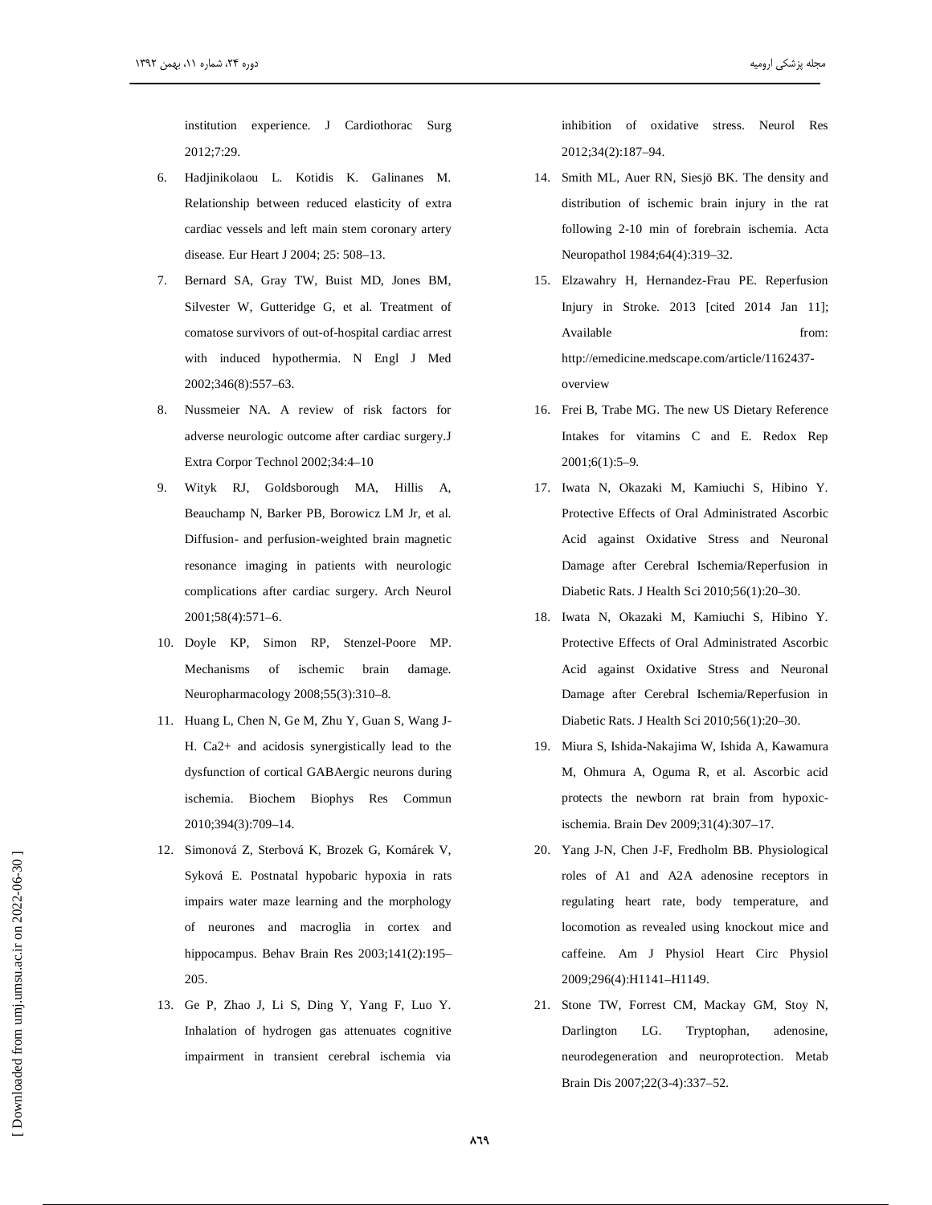institution experience. J Cardiothorac Surg 2012;7:29.

6. Hadjinikolaou L. Kotidis K. Galinanes M. Relationship between reduced elasticity of extra cardiac vessels and left main stem coronary artery disease. Eur Heart J 2004; 25: 508–13.
7. Bernard SA, Gray TW, Buist MD, Jones BM, Silvester W, Gutteridge G, et al. Treatment of comatose survivors of out-of-hospital cardiac arrest with induced hypothermia. N Engl J Med 2002;346(8):557–63.
8. Nussmeier NA. A review of risk factors for adverse neurologic outcome after cardiac surgery.J Extra Corpor Technol 2002;34:4–10
9. Wityk RJ, Goldsborough MA, Hillis A, Beauchamp N, Barker PB, Borowicz LM Jr, et al. Diffusion- and perfusion-weighted brain magnetic resonance imaging in patients with neurologic complications after cardiac surgery. Arch Neurol 2001;58(4):571–6.
10. Doyle KP, Simon RP, Stenzel-Poore MP. Mechanisms of ischemic brain damage. Neuropharmacology 2008;55(3):310–8.
11. Huang L, Chen N, Ge M, Zhu Y, Guan S, Wang J-H. Ca2+ and acidosis synergistically lead to the dysfunction of cortical GABAergic neurons during ischemia. Biochem Biophys Res Commun 2010;394(3):709–14.
12. Simonová Z, Sterbová K, Brozek G, Komárek V, Syková E. Postnatal hypobaric hypoxia in rats impairs water maze learning and the morphology of neurones and macroglia in cortex and hippocampus. Behav Brain Res 2003;141(2):195–205.
13. Ge P, Zhao J, Li S, Ding Y, Yang F, Luo Y. Inhalation of hydrogen gas attenuates cognitive impairment in transient cerebral ischemia via inhibition of oxidative stress. Neurol Res 2012;34(2):187–94.
14. Smith ML, Auer RN, Siesjö BK. The density and distribution of ischemic brain injury in the rat following 2-10 min of forebrain ischemia. Acta Neuropathol 1984;64(4):319–32.
15. Elzawahry H, Hernandez-Frau PE. Reperfusion Injury in Stroke. 2013 [cited 2014 Jan 11]; Available from: http://emedicine.medscape.com/article/1162437-overview
16. Frei B, Trabe MG. The new US Dietary Reference Intakes for vitamins C and E. Redox Rep 2001;6(1):5–9.
17. Iwata N, Okazaki M, Kamiuchi S, Hibino Y. Protective Effects of Oral Administrated Ascorbic Acid against Oxidative Stress and Neuronal Damage after Cerebral Ischemia/Reperfusion in Diabetic Rats. J Health Sci 2010;56(1):20–30.
18. Iwata N, Okazaki M, Kamiuchi S, Hibino Y. Protective Effects of Oral Administrated Ascorbic Acid against Oxidative Stress and Neuronal Damage after Cerebral Ischemia/Reperfusion in Diabetic Rats. J Health Sci 2010;56(1):20–30.
19. Miura S, Ishida-Nakajima W, Ishida A, Kawamura M, Ohmura A, Oguma R, et al. Ascorbic acid protects the newborn rat brain from hypoxic-ischemia. Brain Dev 2009;31(4):307–17.
20. Yang J-N, Chen J-F, Fredholm BB. Physiological roles of A1 and A2A adenosine receptors in regulating heart rate, body temperature, and locomotion as revealed using knockout mice and caffeine. Am J Physiol Heart Circ Physiol 2009;296(4):H1141–H1149.
21. Stone TW, Forrest CM, Mackay GM, Stoy N, Darlington LG. Tryptophan, adenosine, neurodegeneration and neuroprotection. Metab Brain Dis 2007;22(3-4):337–52.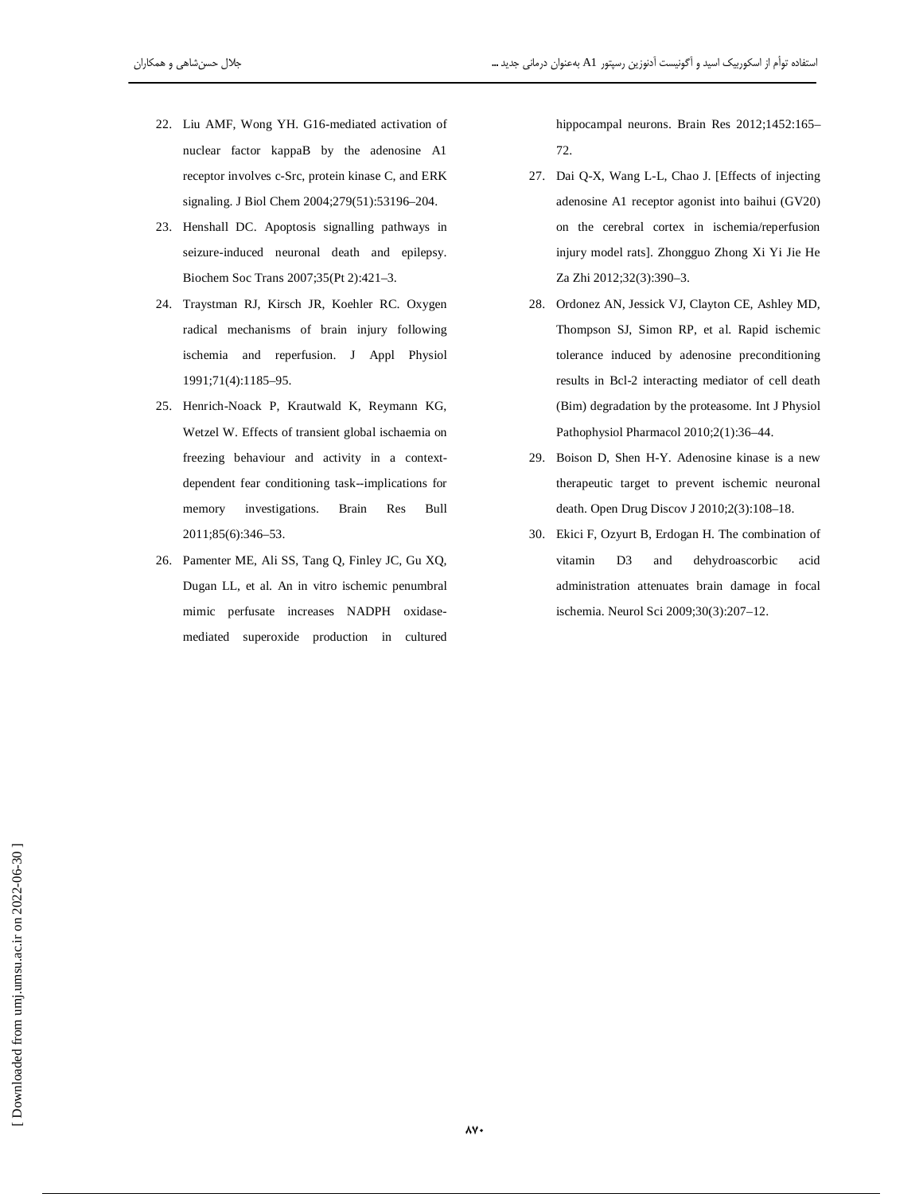22. Liu AMF, Wong YH. G16-mediated activation of nuclear factor kappaB by the adenosine A1 receptor involves c-Src, protein kinase C, and ERK signaling. J Biol Chem 2004;279(51):53196–204.
23. Henshall DC. Apoptosis signalling pathways in seizure-induced neuronal death and epilepsy. Biochem Soc Trans 2007;35(Pt 2):421–3.
24. Traystman RJ, Kirsch JR, Koehler RC. Oxygen radical mechanisms of brain injury following ischemia and reperfusion. J Appl Physiol 1991;71(4):1185–95.
25. Henrich-Noack P, Krautwald K, Reymann KG, Wetzel W. Effects of transient global ischaemia on freezing behaviour and activity in a context-dependent fear conditioning task--implications for memory investigations. Brain Res Bull 2011;85(6):346–53.
26. Pamenter ME, Ali SS, Tang Q, Finley JC, Gu XQ, Dugan LL, et al. An in vitro ischemic penumbral mimic perfusate increases NADPH oxidase-mediated superoxide production in cultured hippocampal neurons. Brain Res 2012;1452:165–72.
27. Dai Q-X, Wang L-L, Chao J. [Effects of injecting adenosine A1 receptor agonist into baihui (GV20) on the cerebral cortex in ischemia/reperfusion injury model rats]. Zhongguo Zhong Xi Yi Jie He Za Zhi 2012;32(3):390–3.
28. Ordonez AN, Jessick VJ, Clayton CE, Ashley MD, Thompson SJ, Simon RP, et al. Rapid ischemic tolerance induced by adenosine preconditioning results in Bcl-2 interacting mediator of cell death (Bim) degradation by the proteasome. Int J Physiol Pathophysiol Pharmacol 2010;2(1):36–44.
29. Boison D, Shen H-Y. Adenosine kinase is a new therapeutic target to prevent ischemic neuronal death. Open Drug Discov J 2010;2(3):108–18.
30. Ekici F, Ozyurt B, Erdogan H. The combination of vitamin D3 and dehydroascorbic acid administration attenuates brain damage in focal ischemia. Neurol Sci 2009;30(3):207–12.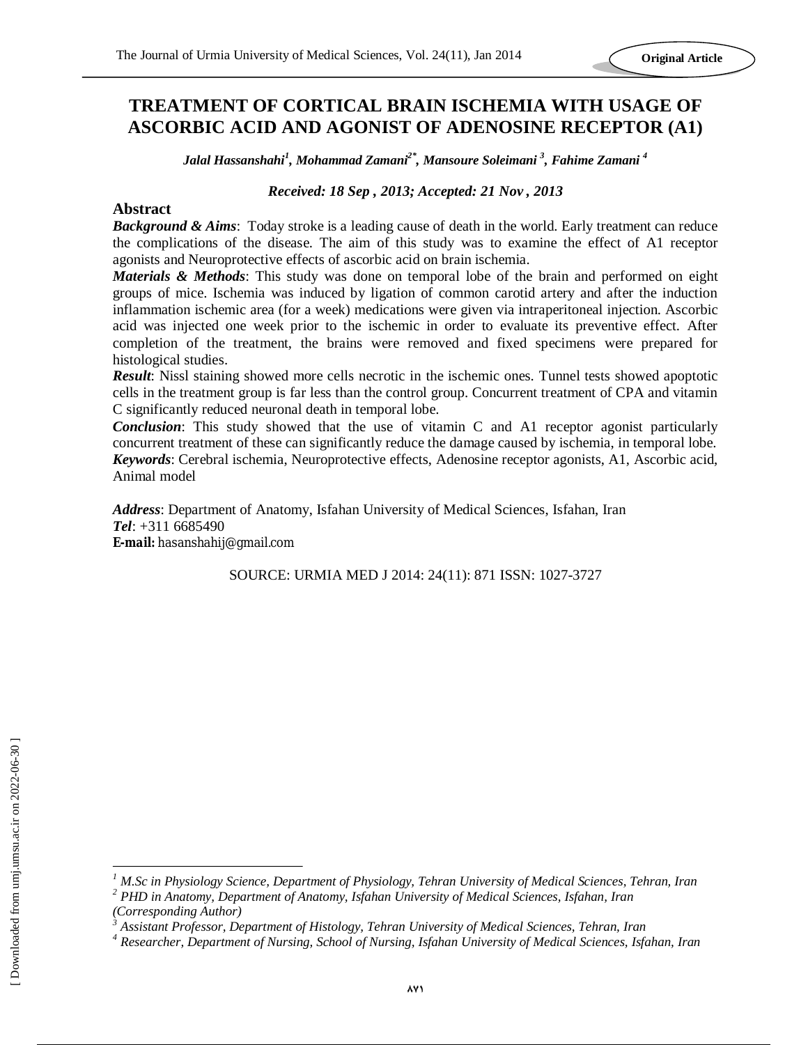**Original Article**

# TREATMENT OF CORTICAL BRAIN ISCHEMIA WITH USAGE OF ASCORBIC ACID AND AGONIST OF ADENOSINE RECEPTOR (A1)

***Jalal Hassanshahi[1], Mohammad Zamani[2*], Mansoure Soleimani [3], Fahime Zamani [4]***

***Received: 18 Sep , 2013; Accepted: 21 Nov , 2013***

## Abstract

***Background & Aims***: Today stroke is a leading cause of death in the world. Early treatment can reduce the complications of the disease. The aim of this study was to examine the effect of A1 receptor agonists and Neuroprotective effects of ascorbic acid on brain ischemia.

***Materials & Methods***: This study was done on temporal lobe of the brain and performed on eight groups of mice. Ischemia was induced by ligation of common carotid artery and after the induction inflammation ischemic area (for a week) medications were given via intraperitoneal injection. Ascorbic acid was injected one week prior to the ischemic in order to evaluate its preventive effect. After completion of the treatment, the brains were removed and fixed specimens were prepared for histological studies.

***Result***: Nissl staining showed more cells necrotic in the ischemic ones. Tunnel tests showed apoptotic cells in the treatment group is far less than the control group. Concurrent treatment of CPA and vitamin C significantly reduced neuronal death in temporal lobe.

***Conclusion***: This study showed that the use of vitamin C and A1 receptor agonist particularly concurrent treatment of these can significantly reduce the damage caused by ischemia, in temporal lobe.

***Keywords***: Cerebral ischemia, Neuroprotective effects, Adenosine receptor agonists, A1, Ascorbic acid, Animal model

***Address***: Department of Anatomy, Isfahan University of Medical Sciences, Isfahan, Iran
***Tel***: +311 6685490
**E-mail:** hasanshahij@gmail.com

SOURCE: URMIA MED J 2014: 24(11): 871 ISSN: 1027-3727

---

*[1] M.Sc in Physiology Science, Department of Physiology, Tehran University of Medical Sciences, Tehran, Iran*
*[2] PHD in Anatomy, Department of Anatomy, Isfahan University of Medical Sciences, Isfahan, Iran (Corresponding Author)*
*[3] Assistant Professor, Department of Histology, Tehran University of Medical Sciences, Tehran, Iran*
*[4] Researcher, Department of Nursing, School of Nursing, Isfahan University of Medical Sciences, Isfahan, Iran*